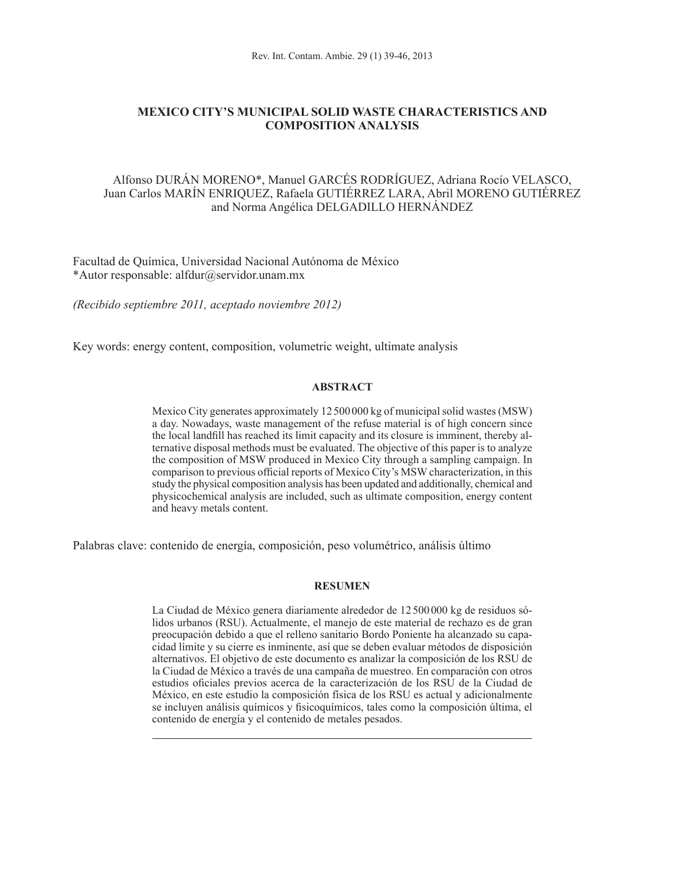# MEXICO CITY'S MUNICIPAL SOLID WASTE CHARACTERISTICS AND COMPOSITION ANALYSIS

Alfonso DURÁN MORENO*, Manuel GARCÉS RODRÍGUEZ, Adriana Rocío VELASCO, Juan Carlos MARÍN ENRIQUEZ, Rafaela GUTIÉRREZ LARA, Abril MORENO GUTIÉRREZ and Norma Angélica DELGADILLO HERNÁNDEZ

Facultad de Química, Universidad Nacional Autónoma de México
*Autor responsable: alfdur@servidor.unam.mx

*(Recibido septiembre 2011, aceptado noviembre 2012)*

Key words: energy content, composition, volumetric weight, ultimate analysis

## ABSTRACT

Mexico City generates approximately 12 500 000 kg of municipal solid wastes (MSW) a day. Nowadays, waste management of the refuse material is of high concern since the local landfill has reached its limit capacity and its closure is imminent, thereby alternative disposal methods must be evaluated. The objective of this paper is to analyze the composition of MSW produced in Mexico City through a sampling campaign. In comparison to previous official reports of Mexico City's MSW characterization, in this study the physical composition analysis has been updated and additionally, chemical and physicochemical analysis are included, such as ultimate composition, energy content and heavy metals content.

Palabras clave: contenido de energía, composición, peso volumétrico, análisis último

## RESUMEN

La Ciudad de México genera diariamente alrededor de 12 500 000 kg de residuos sólidos urbanos (RSU). Actualmente, el manejo de este material de rechazo es de gran preocupación debido a que el relleno sanitario Bordo Poniente ha alcanzado su capacidad límite y su cierre es inminente, así que se deben evaluar métodos de disposición alternativos. El objetivo de este documento es analizar la composición de los RSU de la Ciudad de México a través de una campaña de muestreo. En comparación con otros estudios oficiales previos acerca de la caracterización de los RSU de la Ciudad de México, en este estudio la composición física de los RSU es actual y adicionalmente se incluyen análisis químicos y fisicoquímicos, tales como la composición última, el contenido de energía y el contenido de metales pesados.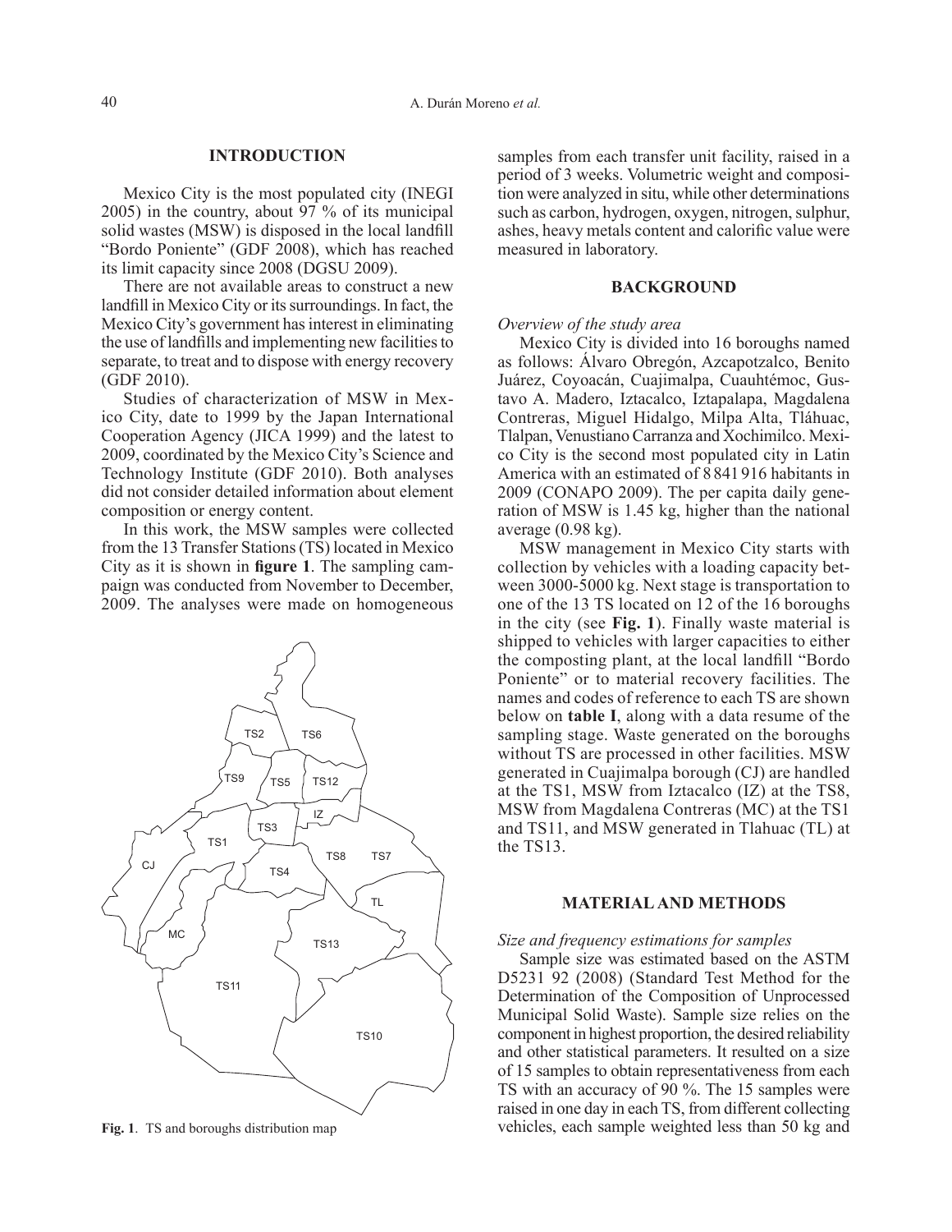## INTRODUCTION

Mexico City is the most populated city (INEGI 2005) in the country, about 97 % of its municipal solid wastes (MSW) is disposed in the local landfill "Bordo Poniente" (GDF 2008), which has reached its limit capacity since 2008 (DGSU 2009).

There are not available areas to construct a new landfill in Mexico City or its surroundings. In fact, the Mexico City's government has interest in eliminating the use of landfills and implementing new facilities to separate, to treat and to dispose with energy recovery (GDF 2010).

Studies of characterization of MSW in Mexico City, date to 1999 by the Japan International Cooperation Agency (JICA 1999) and the latest to 2009, coordinated by the Mexico City's Science and Technology Institute (GDF 2010). Both analyses did not consider detailed information about element composition or energy content.

In this work, the MSW samples were collected from the 13 Transfer Stations (TS) located in Mexico City as it is shown in **figure 1**. The sampling campaign was conducted from November to December, 2009. The analyses were made on homogeneous samples from each transfer unit facility, raised in a period of 3 weeks. Volumetric weight and composition were analyzed in situ, while other determinations such as carbon, hydrogen, oxygen, nitrogen, sulphur, ashes, heavy metals content and calorific value were measured in laboratory.

**Fig. 1**. TS and boroughs distribution map

## BACKGROUND

*Overview of the study area*

Mexico City is divided into 16 boroughs named as follows: Álvaro Obregón, Azcapotzalco, Benito Juárez, Coyoacán, Cuajimalpa, Cuauhtémoc, Gustavo A. Madero, Iztacalco, Iztapalapa, Magdalena Contreras, Miguel Hidalgo, Milpa Alta, Tláhuac, Tlalpan, Venustiano Carranza and Xochimilco. Mexico City is the second most populated city in Latin America with an estimated of 8 841 916 habitants in 2009 (CONAPO 2009). The per capita daily generation of MSW is 1.45 kg, higher than the national average (0.98 kg).

MSW management in Mexico City starts with collection by vehicles with a loading capacity between 3000-5000 kg. Next stage is transportation to one of the 13 TS located on 12 of the 16 boroughs in the city (see **Fig. 1**). Finally waste material is shipped to vehicles with larger capacities to either the composting plant, at the local landfill "Bordo Poniente" or to material recovery facilities. The names and codes of reference to each TS are shown below on **table I**, along with a data resume of the sampling stage. Waste generated on the boroughs without TS are processed in other facilities. MSW generated in Cuajimalpa borough (CJ) are handled at the TS1, MSW from Iztacalco (IZ) at the TS8, MSW from Magdalena Contreras (MC) at the TS1 and TS11, and MSW generated in Tlahuac (TL) at the TS13.

## MATERIAL AND METHODS

*Size and frequency estimations for samples*

Sample size was estimated based on the ASTM D5231 92 (2008) (Standard Test Method for the Determination of the Composition of Unprocessed Municipal Solid Waste). Sample size relies on the component in highest proportion, the desired reliability and other statistical parameters. It resulted on a size of 15 samples to obtain representativeness from each TS with an accuracy of 90 %. The 15 samples were raised in one day in each TS, from different collecting vehicles, each sample weighted less than 50 kg and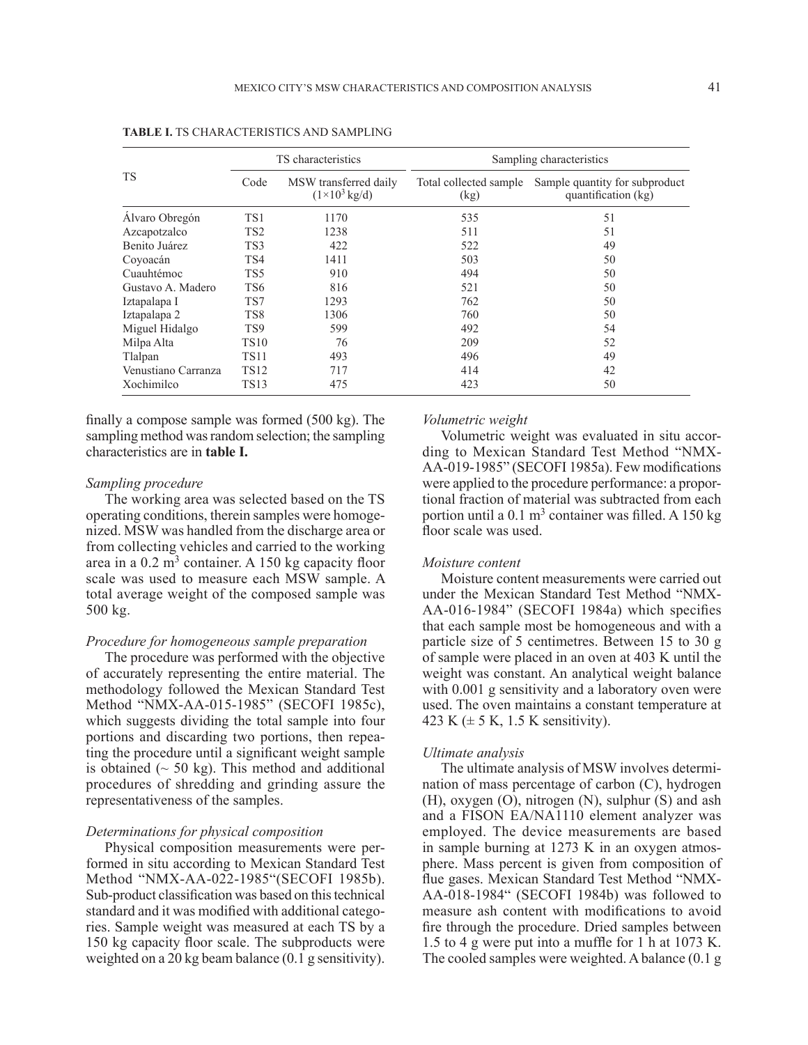**TABLE I.** TS CHARACTERISTICS AND SAMPLING

| TS | TS characteristics | | Sampling characteristics | |
|---|---|---|---|---|
| | Code | MSW transferred daily ($1\times10^3$ kg/d) | Total collected sample (kg) | Sample quantity for subproduct quantification (kg) |
| Álvaro Obregón | TS1 | 1170 | 535 | 51 |
| Azcapotzalco | TS2 | 1238 | 511 | 51 |
| Benito Juárez | TS3 | 422 | 522 | 49 |
| Coyoacán | TS4 | 1411 | 503 | 50 |
| Cuauhtémoc | TS5 | 910 | 494 | 50 |
| Gustavo A. Madero | TS6 | 816 | 521 | 50 |
| Iztapalapa I | TS7 | 1293 | 762 | 50 |
| Iztapalapa 2 | TS8 | 1306 | 760 | 50 |
| Miguel Hidalgo | TS9 | 599 | 492 | 54 |
| Milpa Alta | TS10 | 76 | 209 | 52 |
| Tlalpan | TS11 | 493 | 496 | 49 |
| Venustiano Carranza | TS12 | 717 | 414 | 42 |
| Xochimilco | TS13 | 475 | 423 | 50 |

finally a compose sample was formed (500 kg). The sampling method was random selection; the sampling characteristics are in **table I.**

*Sampling procedure*

The working area was selected based on the TS operating conditions, therein samples were homogenized. MSW was handled from the discharge area or from collecting vehicles and carried to the working area in a 0.2 m$^3$ container. A 150 kg capacity floor scale was used to measure each MSW sample. A total average weight of the composed sample was 500 kg.

*Procedure for homogeneous sample preparation*

The procedure was performed with the objective of accurately representing the entire material. The methodology followed the Mexican Standard Test Method "NMX-AA-015-1985" (SECOFI 1985c), which suggests dividing the total sample into four portions and discarding two portions, then repeating the procedure until a significant weight sample is obtained (~ 50 kg). This method and additional procedures of shredding and grinding assure the representativeness of the samples.

*Determinations for physical composition*

Physical composition measurements were performed in situ according to the Mexican Standard Test Method "NMX-AA-022-1985"(SECOFI 1985b). Sub-product classification was based on this technical standard and it was modified with additional categories. Sample weight was measured at each TS by a 150 kg capacity floor scale. The subproducts were weighted on a 20 kg beam balance (0.1 g sensitivity).

*Volumetric weight*

Volumetric weight was evaluated in situ according to Mexican Standard Test Method "NMX-AA-019-1985" (SECOFI 1985a). Few modifications were applied to the procedure performance: a proportional fraction of material was subtracted from each portion until a 0.1 m$^3$ container was filled. A 150 kg floor scale was used.

*Moisture content*

Moisture content measurements were carried out under the Mexican Standard Test Method "NMX-AA-016-1984" (SECOFI 1984a) which specifies that each sample most be homogeneous and with a particle size of 5 centimetres. Between 15 to 30 g of sample were placed in an oven at 403 K until the weight was constant. An analytical weight balance with 0.001 g sensitivity and a laboratory oven were used. The oven maintains a constant temperature at 423 K (± 5 K, 1.5 K sensitivity).

*Ultimate analysis*

The ultimate analysis of MSW involves determination of mass percentage of carbon (C), hydrogen (H), oxygen (O), nitrogen (N), sulphur (S) and ash and a FISON EA/NA1110 element analyzer was employed. The device measurements are based in sample burning at 1273 K in an oxygen atmosphere. Mass percent is given from composition of flue gases. Mexican Standard Test Method "NMX-AA-018-1984" (SECOFI 1984b) was followed to measure ash content with modifications to avoid fire through the procedure. Dried samples between 1.5 to 4 g were put into a muffle for 1 h at 1073 K. The cooled samples were weighted. A balance (0.1 g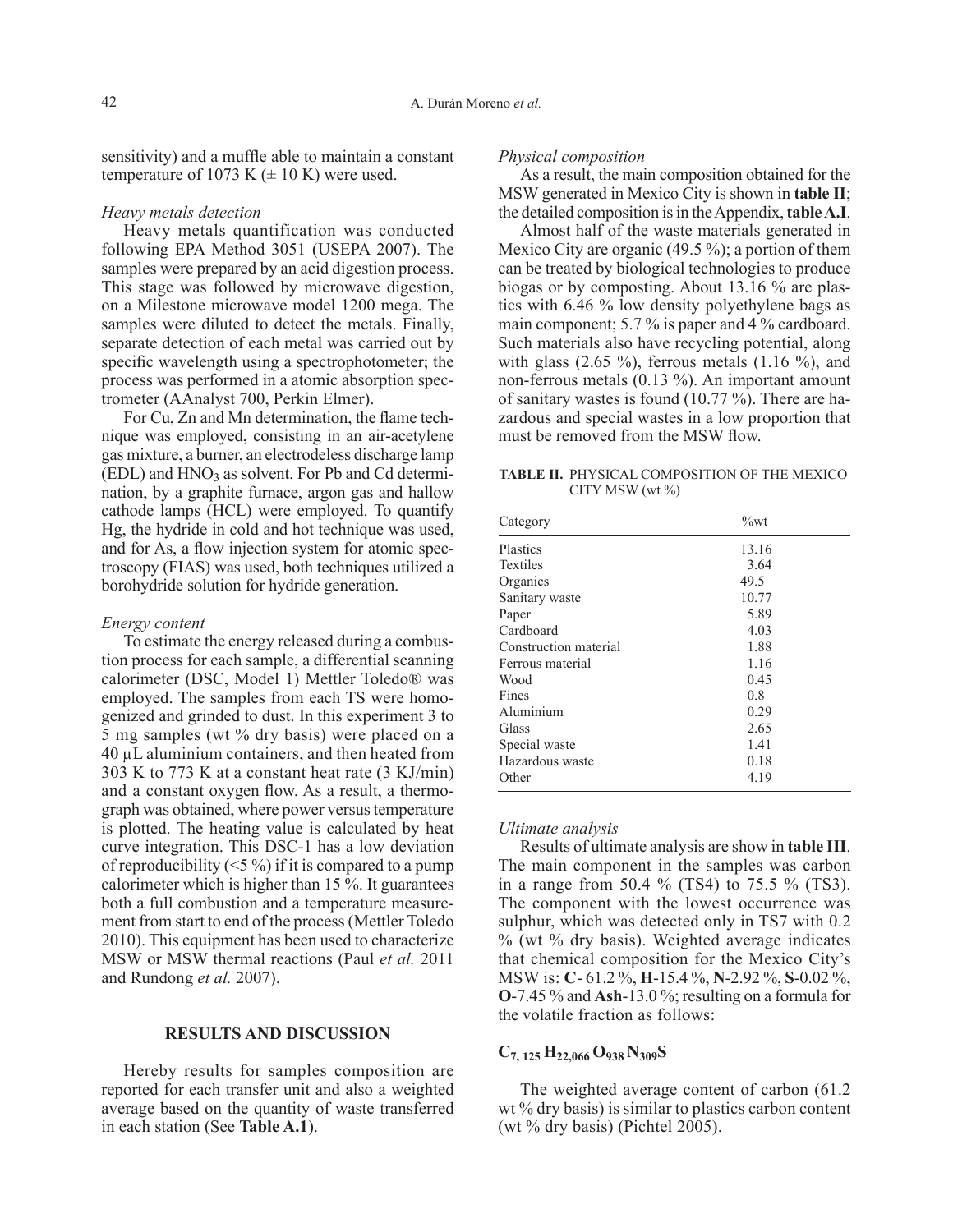sensitivity) and a muffle able to maintain a constant temperature of 1073 K (± 10 K) were used.

*Heavy metals detection*

Heavy metals quantification was conducted following EPA Method 3051 (USEPA 2007). The samples were prepared by an acid digestion process. This stage was followed by microwave digestion, on a Milestone microwave model 1200 mega. The samples were diluted to detect the metals. Finally, separate detection of each metal was carried out by specific wavelength using a spectrophotometer; the process was performed in a atomic absorption spectrometer (AAnalyst 700, Perkin Elmer).

For Cu, Zn and Mn determination, the flame technique was employed, consisting in an air-acetylene gas mixture, a burner, an electrodeless discharge lamp (EDL) and $HNO_3$ as solvent. For Pb and Cd determination, by a graphite furnace, argon gas and hallow cathode lamps (HCL) were employed. To quantify Hg, the hydride in cold and hot technique was used, and for As, a flow injection system for atomic spectroscopy (FIAS) was used, both techniques utilized a borohydride solution for hydride generation.

*Energy content*

To estimate the energy released during a combustion process for each sample, a differential scanning calorimeter (DSC, Model 1) Mettler Toledo® was employed. The samples from each TS were homogenized and grinded to dust. In this experiment 3 to 5 mg samples (wt % dry basis) were placed on a 40 μL aluminium containers, and then heated from 303 K to 773 K at a constant heat rate (3 KJ/min) and a constant oxygen flow. As a result, a thermograph was obtained, where power versus temperature is plotted. The heating value is calculated by heat curve integration. This DSC-1 has a low deviation of reproducibility (<5 %) if it is compared to a pump calorimeter which is higher than 15 %. It guarantees both a full combustion and a temperature measurement from start to end of the process (Mettler Toledo 2010). This equipment has been used to characterize MSW or MSW thermal reactions (Paul *et al.* 2011 and Rundong *et al.* 2007).

## RESULTS AND DISCUSSION

Hereby results for samples composition are reported for each transfer unit and also a weighted average based on the quantity of waste transferred in each station (See **Table A.1**).

*Physical composition*

As a result, the main composition obtained for the MSW generated in Mexico City is shown in **table II**; the detailed composition is in the Appendix, **table A.I**.

Almost half of the waste materials generated in Mexico City are organic (49.5 %); a portion of them can be treated by biological technologies to produce biogas or by composting. About 13.16 % are plastics with 6.46 % low density polyethylene bags as main component; 5.7 % is paper and 4 % cardboard. Such materials also have recycling potential, along with glass (2.65 %), ferrous metals (1.16 %), and non-ferrous metals (0.13 %). An important amount of sanitary wastes is found (10.77 %). There are hazardous and special wastes in a low proportion that must be removed from the MSW flow.

**TABLE II.** PHYSICAL COMPOSITION OF THE MEXICO CITY MSW (wt %)

| Category | %wt |
|---|---|
| Plastics | 13.16 |
| Textiles | 3.64 |
| Organics | 49.5 |
| Sanitary waste | 10.77 |
| Paper | 5.89 |
| Cardboard | 4.03 |
| Construction material | 1.88 |
| Ferrous material | 1.16 |
| Wood | 0.45 |
| Fines | 0.8 |
| Aluminium | 0.29 |
| Glass | 2.65 |
| Special waste | 1.41 |
| Hazardous waste | 0.18 |
| Other | 4.19 |

*Ultimate analysis*

Results of ultimate analysis are show in **table III**. The main component in the samples was carbon in a range from 50.4 % (TS4) to 75.5 % (TS3). The component with the lowest occurrence was sulphur, which was detected only in TS7 with 0.2 % (wt % dry basis). Weighted average indicates that chemical composition for the Mexico City's MSW is: **C**- 61.2 %, **H**-15.4 %, **N**-2.92 %, **S**-0.02 %, **O**-7.45 % and **Ash**-13.0 %; resulting on a formula for the volatile fraction as follows:

$$\mathbf{C_{7,125}H_{22,066}O_{938}N_{309}S}$$

The weighted average content of carbon (61.2 wt % dry basis) is similar to plastics carbon content (wt % dry basis) (Pichtel 2005).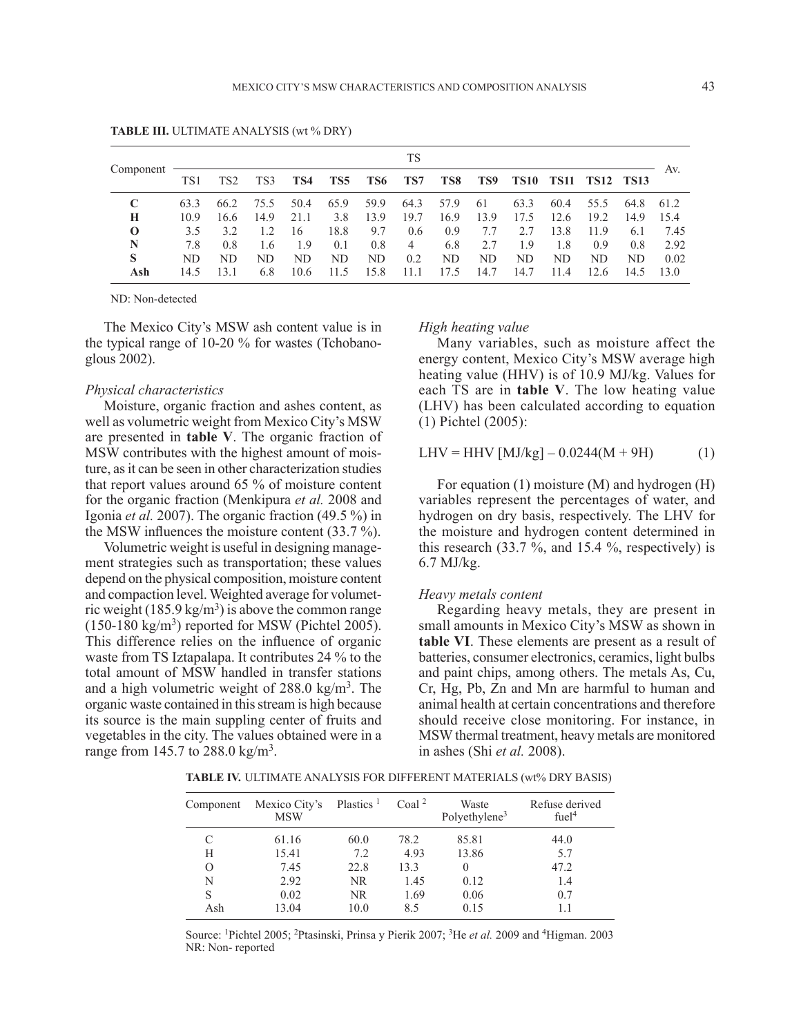**TABLE III.** ULTIMATE ANALYSIS (wt % DRY)

| Component | TS | | | | | | | | | | | | | Av. |
|---|---|---|---|---|---|---|---|---|---|---|---|---|---|---|
| | TS1 | TS2 | TS3 | **TS4** | **TS5** | **TS6** | **TS7** | **TS8** | **TS9** | **TS10** | **TS11** | **TS12** | **TS13** | |
| **C** | 63.3 | 66.2 | 75.5 | 50.4 | 65.9 | 59.9 | 64.3 | 57.9 | 61 | 63.3 | 60.4 | 55.5 | 64.8 | 61.2 |
| **H** | 10.9 | 16.6 | 14.9 | 21.1 | 3.8 | 13.9 | 19.7 | 16.9 | 13.9 | 17.5 | 12.6 | 19.2 | 14.9 | 15.4 |
| **O** | 3.5 | 3.2 | 1.2 | 16 | 18.8 | 9.7 | 0.6 | 0.9 | 7.7 | 2.7 | 13.8 | 11.9 | 6.1 | 7.45 |
| **N** | 7.8 | 0.8 | 1.6 | 1.9 | 0.1 | 0.8 | 4 | 6.8 | 2.7 | 1.9 | 1.8 | 0.9 | 0.8 | 2.92 |
| **S** | ND | ND | ND | ND | ND | ND | 0.2 | ND | ND | ND | ND | ND | ND | 0.02 |
| **Ash** | 14.5 | 13.1 | 6.8 | 10.6 | 11.5 | 15.8 | 11.1 | 17.5 | 14.7 | 14.7 | 11.4 | 12.6 | 14.5 | 13.0 |

ND: Non-detected

The Mexico City's MSW ash content value is in the typical range of 10-20 % for wastes (Tchobanoglous 2002).

*Physical characteristics*

Moisture, organic fraction and ashes content, as well as volumetric weight from Mexico City's MSW are presented in **table V**. The organic fraction of MSW contributes with the highest amount of moisture, as it can be seen in other characterization studies that report values around 65 % of moisture content for the organic fraction (Menkipura *et al.* 2008 and Igonia *et al.* 2007). The organic fraction (49.5 %) in the MSW influences the moisture content (33.7 %).

Volumetric weight is useful in designing management strategies such as transportation; these values depend on the physical composition, moisture content and compaction level. Weighted average for volumetric weight (185.9 $kg/m^3$) is above the common range (150-180 $kg/m^3$) reported for MSW (Pichtel 2005). This difference relies on the influence of organic waste from TS Iztapalapa. It contributes 24 % to the total amount of MSW handled in transfer stations and a high volumetric weight of 288.0 $kg/m^3$. The organic waste contained in this stream is high because its source is the main suppling center of fruits and vegetables in the city. The values obtained were in a range from 145.7 to 288.0 $kg/m^3$.

*High heating value*

Many variables, such as moisture affect the energy content, Mexico City's MSW average high heating value (HHV) is of 10.9 MJ/kg. Values for each TS are in **table V**. The low heating value (LHV) has been calculated according to equation (1) Pichtel (2005):

$$LHV = HHV\ [MJ/kg] - 0.0244(M + 9H) \qquad (1)$$

For equation (1) moisture (M) and hydrogen (H) variables represent the percentages of water, and hydrogen on dry basis, respectively. The LHV for the moisture and hydrogen content determined in this research (33.7 %, and 15.4 %, respectively) is 6.7 MJ/kg.

*Heavy metals content*

Regarding heavy metals, they are present in small amounts in Mexico City's MSW as shown in **table VI**. These elements are present as a result of batteries, consumer electronics, ceramics, light bulbs and paint chips, among others. The metals As, Cu, Cr, Hg, Pb, Zn and Mn are harmful to human and animal health at certain concentrations and therefore should receive close monitoring. For instance, in MSW thermal treatment, heavy metals are monitored in ashes (Shi *et al.* 2008).

**TABLE IV.** ULTIMATE ANALYSIS FOR DIFFERENT MATERIALS (wt% DRY BASIS)

| Component | Mexico City's MSW | Plastics [1] | Coal [2] | Waste Polyethylene[3] | Refuse derived fuel[4] |
|---|---|---|---|---|---|
| C | 61.16 | 60.0 | 78.2 | 85.81 | 44.0 |
| H | 15.41 | 7.2 | 4.93 | 13.86 | 5.7 |
| O | 7.45 | 22.8 | 13.3 | 0 | 47.2 |
| N | 2.92 | NR | 1.45 | 0.12 | 1.4 |
| S | 0.02 | NR | 1.69 | 0.06 | 0.7 |
| Ash | 13.04 | 10.0 | 8.5 | 0.15 | 1.1 |

Source: [1]Pichtel 2005; [2]Ptasinski, Prinsa y Pierik 2007; [3]He *et al.* 2009 and [4]Higman. 2003
NR: Non- reported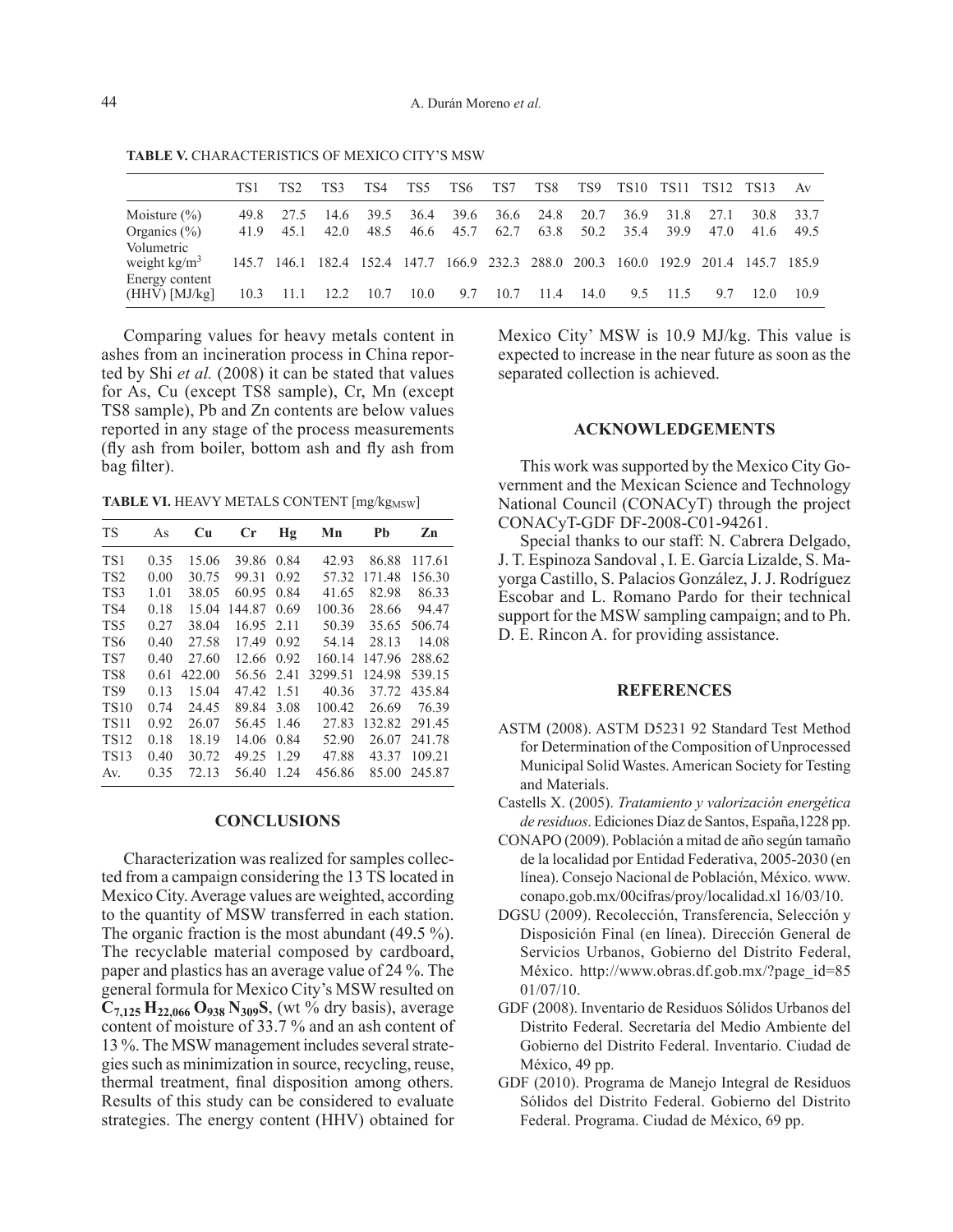**TABLE V.** CHARACTERISTICS OF MEXICO CITY'S MSW

| | TS1 | TS2 | TS3 | TS4 | TS5 | TS6 | TS7 | TS8 | TS9 | TS10 | TS11 | TS12 | TS13 | Av |
|---|---|---|---|---|---|---|---|---|---|---|---|---|---|---|
| Moisture (%) | 49.8 | 27.5 | 14.6 | 39.5 | 36.4 | 39.6 | 36.6 | 24.8 | 20.7 | 36.9 | 31.8 | 27.1 | 30.8 | 33.7 |
| Organics (%) | 41.9 | 45.1 | 42.0 | 48.5 | 46.6 | 45.7 | 62.7 | 63.8 | 50.2 | 35.4 | 39.9 | 47.0 | 41.6 | 49.5 |
| Volumetric weight kg/m$^3$ | 145.7 | 146.1 | 182.4 | 152.4 | 147.7 | 166.9 | 232.3 | 288.0 | 200.3 | 160.0 | 192.9 | 201.4 | 145.7 | 185.9 |
| Energy content (HHV) [MJ/kg] | 10.3 | 11.1 | 12.2 | 10.7 | 10.0 | 9.7 | 10.7 | 11.4 | 14.0 | 9.5 | 11.5 | 9.7 | 12.0 | 10.9 |

Comparing values for heavy metals content in ashes from an incineration process in China reported by Shi *et al.* (2008) it can be stated that values for As, Cu (except TS8 sample), Cr, Mn (except TS8 sample), Pb and Zn contents are below values reported in any stage of the process measurements (fly ash from boiler, bottom ash and fly ash from bag filter).

**TABLE VI.** HEAVY METALS CONTENT [mg/kg$_{MSW}$]

| TS | As | Cu | Cr | Hg | Mn | Pb | Zn |
|---|---|---|---|---|---|---|---|
| TS1 | 0.35 | 15.06 | 39.86 | 0.84 | 42.93 | 86.88 | 117.61 |
| TS2 | 0.00 | 30.75 | 99.31 | 0.92 | 57.32 | 171.48 | 156.30 |
| TS3 | 1.01 | 38.05 | 60.95 | 0.84 | 41.65 | 82.98 | 86.33 |
| TS4 | 0.18 | 15.04 | 144.87 | 0.69 | 100.36 | 28.66 | 94.47 |
| TS5 | 0.27 | 38.04 | 16.95 | 2.11 | 50.39 | 35.65 | 506.74 |
| TS6 | 0.40 | 27.58 | 17.49 | 0.92 | 54.14 | 28.13 | 14.08 |
| TS7 | 0.40 | 27.60 | 12.66 | 0.92 | 160.14 | 147.96 | 288.62 |
| TS8 | 0.61 | 422.00 | 56.56 | 2.41 | 3299.51 | 124.98 | 539.15 |
| TS9 | 0.13 | 15.04 | 47.42 | 1.51 | 40.36 | 37.72 | 435.84 |
| TS10 | 0.74 | 24.45 | 89.84 | 3.08 | 100.42 | 26.69 | 76.39 |
| TS11 | 0.92 | 26.07 | 56.45 | 1.46 | 27.83 | 132.82 | 291.45 |
| TS12 | 0.18 | 18.19 | 14.06 | 0.84 | 52.90 | 26.07 | 241.78 |
| TS13 | 0.40 | 30.72 | 49.25 | 1.29 | 47.88 | 43.37 | 109.21 |
| Av. | 0.35 | 72.13 | 56.40 | 1.24 | 456.86 | 85.00 | 245.87 |

## CONCLUSIONS

Characterization was realized for samples collected from a campaign considering the 13 TS located in Mexico City. Average values are weighted, according to the quantity of MSW transferred in each station. The organic fraction is the most abundant (49.5 %). The recyclable material composed by cardboard, paper and plastics has an average value of 24 %. The general formula for Mexico City's MSW resulted on $\mathbf{C_{7,125}\,H_{22,066}\,O_{938}\,N_{309}S}$, (wt % dry basis), average content of moisture of 33.7 % and an ash content of 13 %. The MSW management includes several strategies such as minimization in source, recycling, reuse, thermal treatment, final disposition among others. Results of this study can be considered to evaluate strategies. The energy content (HHV) obtained for Mexico City' MSW is 10.9 MJ/kg. This value is expected to increase in the near future as soon as the separated collection is achieved.

## ACKNOWLEDGEMENTS

This work was supported by the Mexico City Government and the Mexican Science and Technology National Council (CONACyT) through the project CONACyT-GDF DF-2008-C01-94261.

Special thanks to our staff: N. Cabrera Delgado, J. T. Espinoza Sandoval , I. E. García Lizalde, S. Mayorga Castillo, S. Palacios González, J. J. Rodríguez Escobar and L. Romano Pardo for their technical support for the MSW sampling campaign; and to Ph. D. E. Rincon A. for providing assistance.

## REFERENCES

ASTM (2008). ASTM D5231 92 Standard Test Method for Determination of the Composition of Unprocessed Municipal Solid Wastes. American Society for Testing and Materials.

Castells X. (2005). *Tratamiento y valorización energética de residuos*. Ediciones Díaz de Santos, España,1228 pp.

CONAPO (2009). Población a mitad de año según tamaño de la localidad por Entidad Federativa, 2005-2030 (en línea). Consejo Nacional de Población, México. www.conapo.gob.mx/00cifras/proy/localidad.xl 16/03/10.

DGSU (2009). Recolección, Transferencia, Selección y Disposición Final (en línea). Dirección General de Servicios Urbanos, Gobierno del Distrito Federal, México. http://www.obras.df.gob.mx/?page_id=85 01/07/10.

GDF (2008). Inventario de Residuos Sólidos Urbanos del Distrito Federal. Secretaría del Medio Ambiente del Gobierno del Distrito Federal. Inventario. Ciudad de México, 49 pp.

GDF (2010). Programa de Manejo Integral de Residuos Sólidos del Distrito Federal. Gobierno del Distrito Federal. Programa. Ciudad de México, 69 pp.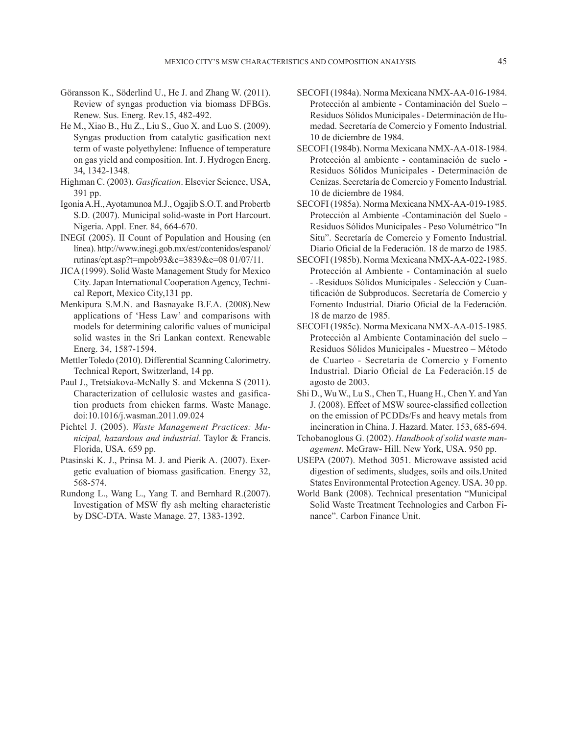Göransson K., Söderlind U., He J. and Zhang W. (2011). Review of syngas production via biomass DFBGs. Renew. Sus. Energ. Rev.15, 482-492.

He M., Xiao B., Hu Z., Liu S., Guo X. and Luo S. (2009). Syngas production from catalytic gasification next term of waste polyethylene: Influence of temperature on gas yield and composition. Int. J. Hydrogen Energ. 34, 1342-1348.

Highman C. (2003). *Gasification*. Elsevier Science, USA, 391 pp.

Igonia A.H., Ayotamunoa M.J., Ogajib S.O.T. and Probertb S.D. (2007). Municipal solid-waste in Port Harcourt. Nigeria. Appl. Ener. 84, 664-670.

INEGI (2005). II Count of Population and Housing (en línea). http://www.inegi.gob.mx/est/contenidos/espanol/rutinas/ept.asp?t=mpob93&c=3839&e=08 01/07/11.

JICA (1999). Solid Waste Management Study for Mexico City. Japan International Cooperation Agency, Technical Report, Mexico City,131 pp.

Menkipura S.M.N. and Basnayake B.F.A. (2008).New applications of 'Hess Law' and comparisons with models for determining calorific values of municipal solid wastes in the Sri Lankan context. Renewable Energ. 34, 1587-1594.

Mettler Toledo (2010). Differential Scanning Calorimetry. Technical Report, Switzerland, 14 pp.

Paul J., Tretsiakova-McNally S. and Mckenna S (2011). Characterization of cellulosic wastes and gasification products from chicken farms. Waste Manage. doi:10.1016/j.wasman.2011.09.024

Pichtel J. (2005). *Waste Management Practices: Municipal, hazardous and industrial*. Taylor & Francis. Florida, USA. 659 pp.

Ptasinski K. J., Prinsa M. J. and Pierik A. (2007). Exergetic evaluation of biomass gasification. Energy 32, 568-574.

Rundong L., Wang L., Yang T. and Bernhard R.(2007). Investigation of MSW fly ash melting characteristic by DSC-DTA. Waste Manage. 27, 1383-1392.

SECOFI (1984a). Norma Mexicana NMX-AA-016-1984. Protección al ambiente - Contaminación del Suelo – Residuos Sólidos Municipales - Determinación de Humedad. Secretaría de Comercio y Fomento Industrial. 10 de diciembre de 1984.

SECOFI (1984b). Norma Mexicana NMX-AA-018-1984. Protección al ambiente - contaminación de suelo - Residuos Sólidos Municipales - Determinación de Cenizas. Secretaría de Comercio y Fomento Industrial. 10 de diciembre de 1984.

SECOFI (1985a). Norma Mexicana NMX-AA-019-1985. Protección al Ambiente -Contaminación del Suelo - Residuos Sólidos Municipales - Peso Volumétrico "In Situ". Secretaría de Comercio y Fomento Industrial. Diario Oficial de la Federación. 18 de marzo de 1985.

SECOFI (1985b). Norma Mexicana NMX-AA-022-1985. Protección al Ambiente - Contaminación al suelo - -Residuos Sólidos Municipales - Selección y Cuantificación de Subproducos. Secretaría de Comercio y Fomento Industrial. Diario Oficial de la Federación. 18 de marzo de 1985.

SECOFI (1985c). Norma Mexicana NMX-AA-015-1985. Protección al Ambiente Contaminación del suelo – Residuos Sólidos Municipales - Muestreo – Método de Cuarteo - Secretaría de Comercio y Fomento Industrial. Diario Oficial de La Federación.15 de agosto de 2003.

Shi D., Wu W., Lu S., Chen T., Huang H., Chen Y. and Yan J. (2008). Effect of MSW source-classified collection on the emission of PCDDs/Fs and heavy metals from incineration in China. J. Hazard. Mater. 153, 685-694.

Tchobanoglous G. (2002). *Handbook of solid waste management*. McGraw- Hill. New York, USA. 950 pp.

USEPA (2007). Method 3051. Microwave assisted acid digestion of sediments, sludges, soils and oils.United States Environmental Protection Agency. USA. 30 pp.

World Bank (2008). Technical presentation "Municipal Solid Waste Treatment Technologies and Carbon Finance". Carbon Finance Unit.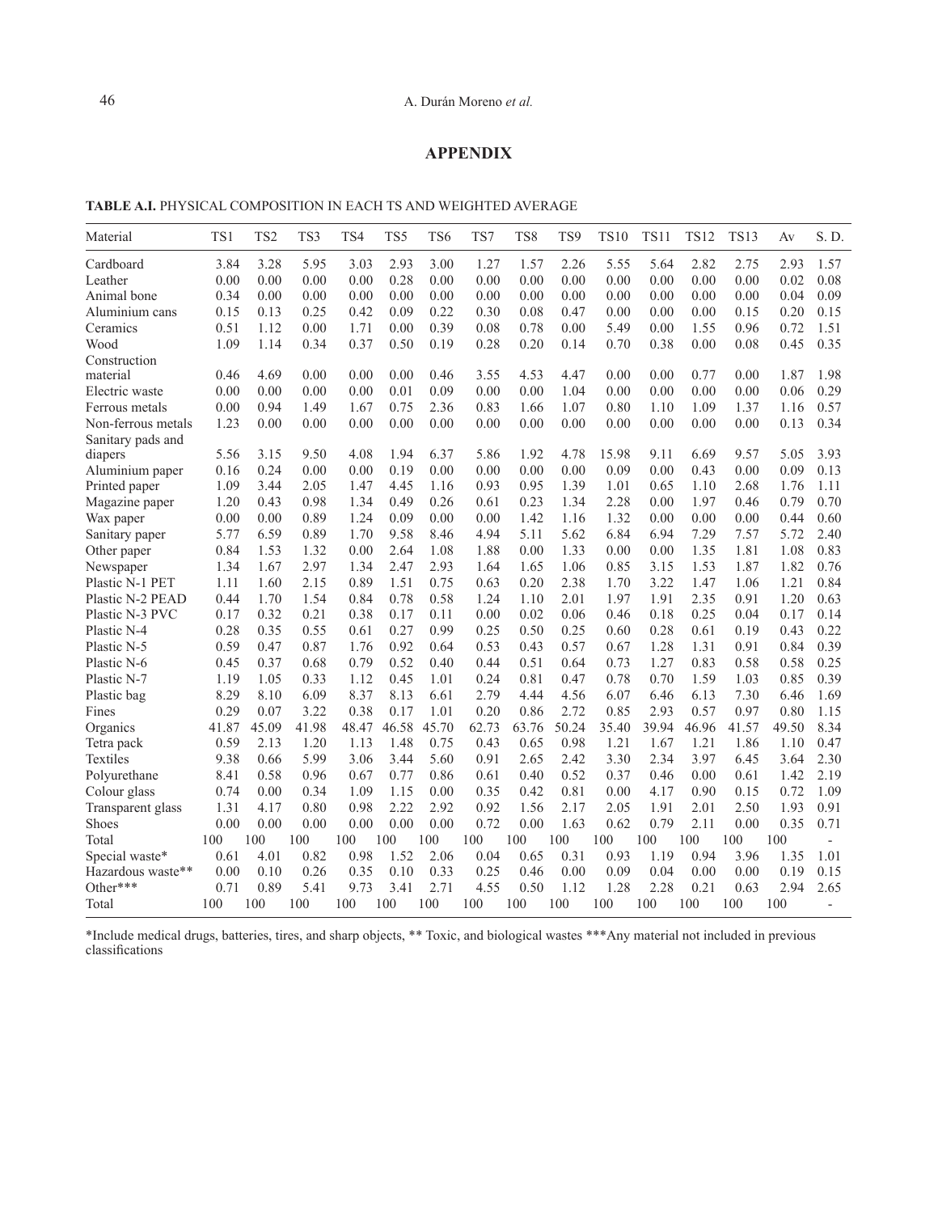## APPENDIX

**TABLE A.I.** PHYSICAL COMPOSITION IN EACH TS AND WEIGHTED AVERAGE

| Material | TS1 | TS2 | TS3 | TS4 | TS5 | TS6 | TS7 | TS8 | TS9 | TS10 | TS11 | TS12 | TS13 | Av | S. D. |
|---|---|---|---|---|---|---|---|---|---|---|---|---|---|---|---|
| Cardboard | 3.84 | 3.28 | 5.95 | 3.03 | 2.93 | 3.00 | 1.27 | 1.57 | 2.26 | 5.55 | 5.64 | 2.82 | 2.75 | 2.93 | 1.57 |
| Leather | 0.00 | 0.00 | 0.00 | 0.00 | 0.28 | 0.00 | 0.00 | 0.00 | 0.00 | 0.00 | 0.00 | 0.00 | 0.00 | 0.02 | 0.08 |
| Animal bone | 0.34 | 0.00 | 0.00 | 0.00 | 0.00 | 0.00 | 0.00 | 0.00 | 0.00 | 0.00 | 0.00 | 0.00 | 0.00 | 0.04 | 0.09 |
| Aluminium cans | 0.15 | 0.13 | 0.25 | 0.42 | 0.09 | 0.22 | 0.30 | 0.08 | 0.47 | 0.00 | 0.00 | 0.00 | 0.15 | 0.20 | 0.15 |
| Ceramics | 0.51 | 1.12 | 0.00 | 1.71 | 0.00 | 0.39 | 0.08 | 0.78 | 0.00 | 5.49 | 0.00 | 1.55 | 0.96 | 0.72 | 1.51 |
| Wood | 1.09 | 1.14 | 0.34 | 0.37 | 0.50 | 0.19 | 0.28 | 0.20 | 0.14 | 0.70 | 0.38 | 0.00 | 0.08 | 0.45 | 0.35 |
| Construction material | 0.46 | 4.69 | 0.00 | 0.00 | 0.00 | 0.46 | 3.55 | 4.53 | 4.47 | 0.00 | 0.00 | 0.77 | 0.00 | 1.87 | 1.98 |
| Electric waste | 0.00 | 0.00 | 0.00 | 0.00 | 0.01 | 0.09 | 0.00 | 0.00 | 1.04 | 0.00 | 0.00 | 0.00 | 0.00 | 0.06 | 0.29 |
| Ferrous metals | 0.00 | 0.94 | 1.49 | 1.67 | 0.75 | 2.36 | 0.83 | 1.66 | 1.07 | 0.80 | 1.10 | 1.09 | 1.37 | 1.16 | 0.57 |
| Non-ferrous metals | 1.23 | 0.00 | 0.00 | 0.00 | 0.00 | 0.00 | 0.00 | 0.00 | 0.00 | 0.00 | 0.00 | 0.00 | 0.00 | 0.13 | 0.34 |
| Sanitary pads and diapers | 5.56 | 3.15 | 9.50 | 4.08 | 1.94 | 6.37 | 5.86 | 1.92 | 4.78 | 15.98 | 9.11 | 6.69 | 9.57 | 5.05 | 3.93 |
| Aluminium paper | 0.16 | 0.24 | 0.00 | 0.00 | 0.19 | 0.00 | 0.00 | 0.00 | 0.00 | 0.09 | 0.00 | 0.43 | 0.00 | 0.09 | 0.13 |
| Printed paper | 1.09 | 3.44 | 2.05 | 1.47 | 4.45 | 1.16 | 0.93 | 0.95 | 1.39 | 1.01 | 0.65 | 1.10 | 2.68 | 1.76 | 1.11 |
| Magazine paper | 1.20 | 0.43 | 0.98 | 1.34 | 0.49 | 0.26 | 0.61 | 0.23 | 1.34 | 2.28 | 0.00 | 1.97 | 0.46 | 0.79 | 0.70 |
| Wax paper | 0.00 | 0.00 | 0.89 | 1.24 | 0.09 | 0.00 | 0.00 | 1.42 | 1.16 | 1.32 | 0.00 | 0.00 | 0.00 | 0.44 | 0.60 |
| Sanitary paper | 5.77 | 6.59 | 0.89 | 1.70 | 9.58 | 8.46 | 4.94 | 5.11 | 5.62 | 6.84 | 6.94 | 7.29 | 7.57 | 5.72 | 2.40 |
| Other paper | 0.84 | 1.53 | 1.32 | 0.00 | 2.64 | 1.08 | 1.88 | 0.00 | 1.33 | 0.00 | 0.00 | 1.35 | 1.81 | 1.08 | 0.83 |
| Newspaper | 1.34 | 1.67 | 2.97 | 1.34 | 2.47 | 2.93 | 1.64 | 1.65 | 1.06 | 0.85 | 3.15 | 1.53 | 1.87 | 1.82 | 0.76 |
| Plastic N-1 PET | 1.11 | 1.60 | 2.15 | 0.89 | 1.51 | 0.75 | 0.63 | 0.20 | 2.38 | 1.70 | 3.22 | 1.47 | 1.06 | 1.21 | 0.84 |
| Plastic N-2 PEAD | 0.44 | 1.70 | 1.54 | 0.84 | 0.78 | 0.58 | 1.24 | 1.10 | 2.01 | 1.97 | 1.91 | 2.35 | 0.91 | 1.20 | 0.63 |
| Plastic N-3 PVC | 0.17 | 0.32 | 0.21 | 0.38 | 0.17 | 0.11 | 0.00 | 0.02 | 0.06 | 0.46 | 0.18 | 0.25 | 0.04 | 0.17 | 0.14 |
| Plastic N-4 | 0.28 | 0.35 | 0.55 | 0.61 | 0.27 | 0.99 | 0.25 | 0.50 | 0.25 | 0.60 | 0.28 | 0.61 | 0.19 | 0.43 | 0.22 |
| Plastic N-5 | 0.59 | 0.47 | 0.87 | 1.76 | 0.92 | 0.64 | 0.53 | 0.43 | 0.57 | 0.67 | 1.28 | 1.31 | 0.91 | 0.84 | 0.39 |
| Plastic N-6 | 0.45 | 0.37 | 0.68 | 0.79 | 0.52 | 0.40 | 0.44 | 0.51 | 0.64 | 0.73 | 1.27 | 0.83 | 0.58 | 0.58 | 0.25 |
| Plastic N-7 | 1.19 | 1.05 | 0.33 | 1.12 | 0.45 | 1.01 | 0.24 | 0.81 | 0.47 | 0.78 | 0.70 | 1.59 | 1.03 | 0.85 | 0.39 |
| Plastic bag | 8.29 | 8.10 | 6.09 | 8.37 | 8.13 | 6.61 | 2.79 | 4.44 | 4.56 | 6.07 | 6.46 | 6.13 | 7.30 | 6.46 | 1.69 |
| Fines | 0.29 | 0.07 | 3.22 | 0.38 | 0.17 | 1.01 | 0.20 | 0.86 | 2.72 | 0.85 | 2.93 | 0.57 | 0.97 | 0.80 | 1.15 |
| Organics | 41.87 | 45.09 | 41.98 | 48.47 | 46.58 | 45.70 | 62.73 | 63.76 | 50.24 | 35.40 | 39.94 | 46.96 | 41.57 | 49.50 | 8.34 |
| Tetra pack | 0.59 | 2.13 | 1.20 | 1.13 | 1.48 | 0.75 | 0.43 | 0.65 | 0.98 | 1.21 | 1.67 | 1.21 | 1.86 | 1.10 | 0.47 |
| Textiles | 9.38 | 0.66 | 5.99 | 3.06 | 3.44 | 5.60 | 0.91 | 2.65 | 2.42 | 3.30 | 2.34 | 3.97 | 6.45 | 3.64 | 2.30 |
| Polyurethane | 8.41 | 0.58 | 0.96 | 0.67 | 0.77 | 0.86 | 0.61 | 0.40 | 0.52 | 0.37 | 0.46 | 0.00 | 0.61 | 1.42 | 2.19 |
| Colour glass | 0.74 | 0.00 | 0.34 | 1.09 | 1.15 | 0.00 | 0.35 | 0.42 | 0.81 | 0.00 | 4.17 | 0.90 | 0.15 | 0.72 | 1.09 |
| Transparent glass | 1.31 | 4.17 | 0.80 | 0.98 | 2.22 | 2.92 | 0.92 | 1.56 | 2.17 | 2.05 | 1.91 | 2.01 | 2.50 | 1.93 | 0.91 |
| Shoes | 0.00 | 0.00 | 0.00 | 0.00 | 0.00 | 0.00 | 0.72 | 0.00 | 1.63 | 0.62 | 0.79 | 2.11 | 0.00 | 0.35 | 0.71 |
| Total | 100 | 100 | 100 | 100 | 100 | 100 | 100 | 100 | 100 | 100 | 100 | 100 | 100 | 100 | - |
| Special waste* | 0.61 | 4.01 | 0.82 | 0.98 | 1.52 | 2.06 | 0.04 | 0.65 | 0.31 | 0.93 | 1.19 | 0.94 | 3.96 | 1.35 | 1.01 |
| Hazardous waste** | 0.00 | 0.10 | 0.26 | 0.35 | 0.10 | 0.33 | 0.25 | 0.46 | 0.00 | 0.09 | 0.04 | 0.00 | 0.00 | 0.19 | 0.15 |
| Other*** | 0.71 | 0.89 | 5.41 | 9.73 | 3.41 | 2.71 | 4.55 | 0.50 | 1.12 | 1.28 | 2.28 | 0.21 | 0.63 | 2.94 | 2.65 |
| Total | 100 | 100 | 100 | 100 | 100 | 100 | 100 | 100 | 100 | 100 | 100 | 100 | 100 | 100 | - |

*Include medical drugs, batteries, tires, and sharp objects, ** Toxic, and biological wastes ***Any material not included in previous classifications